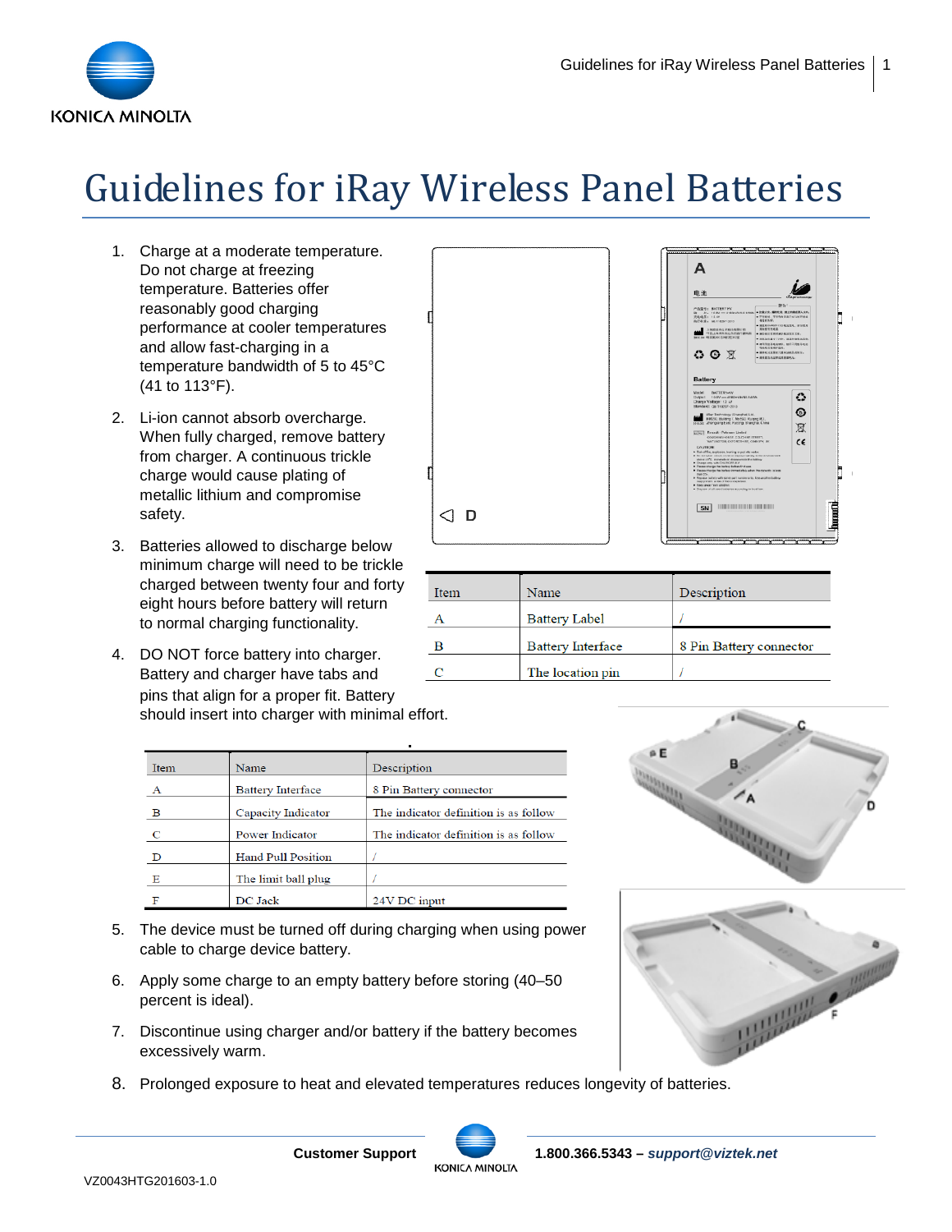# Guidelines for iRay Wireless Panel Batteries

1. Charge at a moderate temperature. Do not charge at freezing temperature. Batteries offer reasonably good charging performance at cooler temperatures and allow fast-charging in a temperature bandwidth of 5 to 45°C (41 to 113°F).

2. Li-ion cannot absorb overcharge. When fully charged, remove battery from charger. A continuous trickle charge would cause plating of metallic lithium and compromise safety.

3. Batteries allowed to discharge below minimum charge will need to be trickle charged between twenty four and forty eight hours before battery will return to normal charging functionality.

4. DO NOT force battery into charger. Battery and charger have tabs and pins that align for a proper fit. Battery should insert into charger with minimal effort.

| Item | Name | Description |
|---|---|---|
| A | Battery Label | / |
| B | Battery Interface | 8 Pin Battery connector |
| C | The location pin | / |

| Item | Name | Description |
|---|---|---|
| A | Battery Interface | 8 Pin Battery connector |
| B | Capacity Indicator | The indicator definition is as follow |
| C | Power Indicator | The indicator definition is as follow |
| D | Hand Pull Position | / |
| E | The limit ball plug | / |
| F | DC Jack | 24V DC input |

5. The device must be turned off during charging when using power cable to charge device battery.

6. Apply some charge to an empty battery before storing (40–50 percent is ideal).

7. Discontinue using charger and/or battery if the battery becomes excessively warm.

8. Prolonged exposure to heat and elevated temperatures reduces longevity of batteries.

**Customer Support** **1.800.366.5343 –** ***support@viztek.net***

VZ0043HTG201603-1.0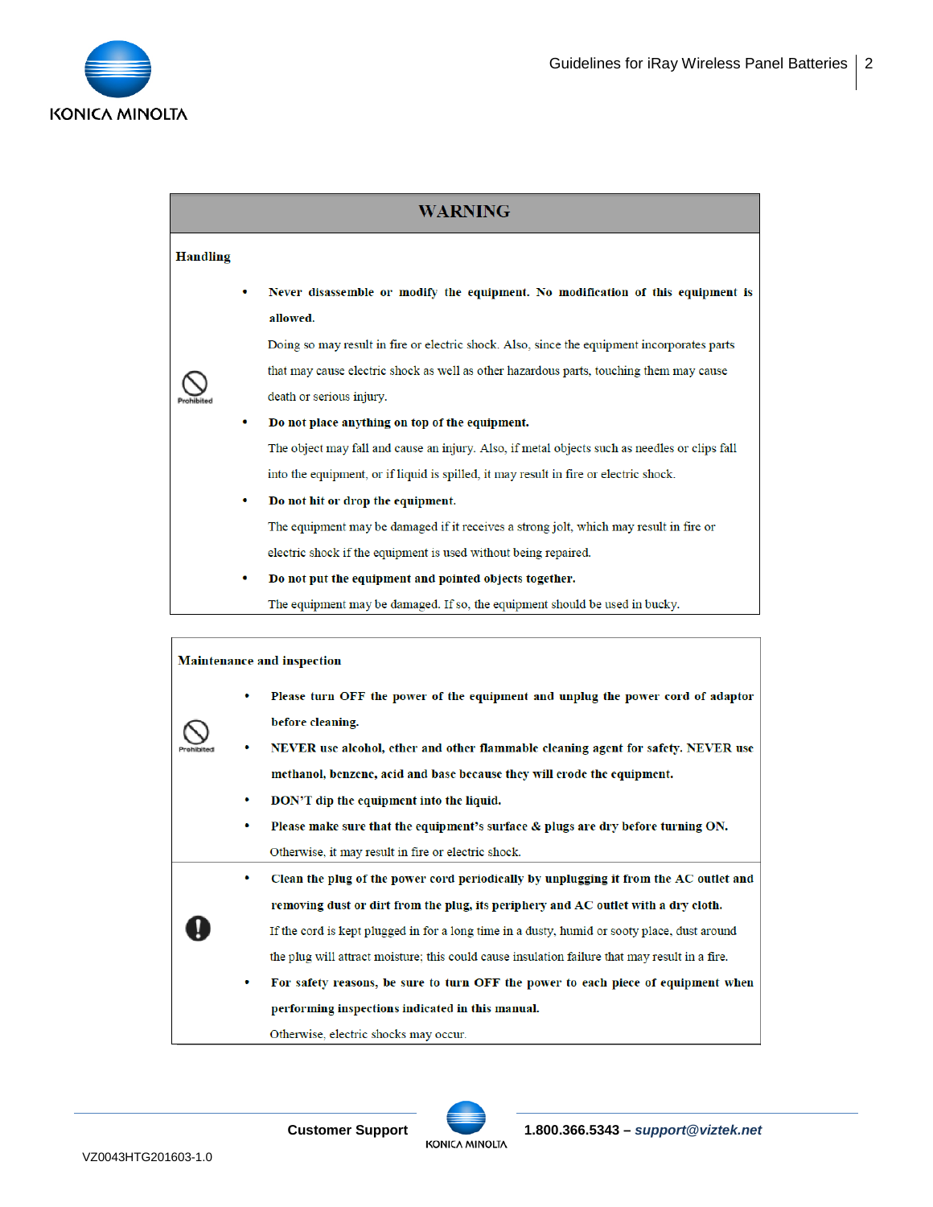## WARNING

### Handling

Prohibited

- **Never disassemble or modify the equipment. No modification of this equipment is allowed.**
  Doing so may result in fire or electric shock. Also, since the equipment incorporates parts that may cause electric shock as well as other hazardous parts, touching them may cause death or serious injury.
- **Do not place anything on top of the equipment.**
  The object may fall and cause an injury. Also, if metal objects such as needles or clips fall into the equipment, or if liquid is spilled, it may result in fire or electric shock.
- **Do not hit or drop the equipment.**
  The equipment may be damaged if it receives a strong jolt, which may result in fire or electric shock if the equipment is used without being repaired.
- **Do not put the equipment and pointed objects together.**
  The equipment may be damaged. If so, the equipment should be used in bucky.

### Maintenance and inspection

Prohibited

- **Please turn OFF the power of the equipment and unplug the power cord of adaptor before cleaning.**
- **NEVER use alcohol, ether and other flammable cleaning agent for safety. NEVER use methanol, benzene, acid and base because they will erode the equipment.**
- **DON'T dip the equipment into the liquid.**
- **Please make sure that the equipment's surface & plugs are dry before turning ON.**
  Otherwise, it may result in fire or electric shock.

- **Clean the plug of the power cord periodically by unplugging it from the AC outlet and removing dust or dirt from the plug, its periphery and AC outlet with a dry cloth.**
  If the cord is kept plugged in for a long time in a dusty, humid or sooty place, dust around the plug will attract moisture; this could cause insulation failure that may result in a fire.
- **For safety reasons, be sure to turn OFF the power to each piece of equipment when performing inspections indicated in this manual.**
  Otherwise, electric shocks may occur.

**Customer Support** **1.800.366.5343 –** ***support@viztek.net***

VZ0043HTG201603-1.0